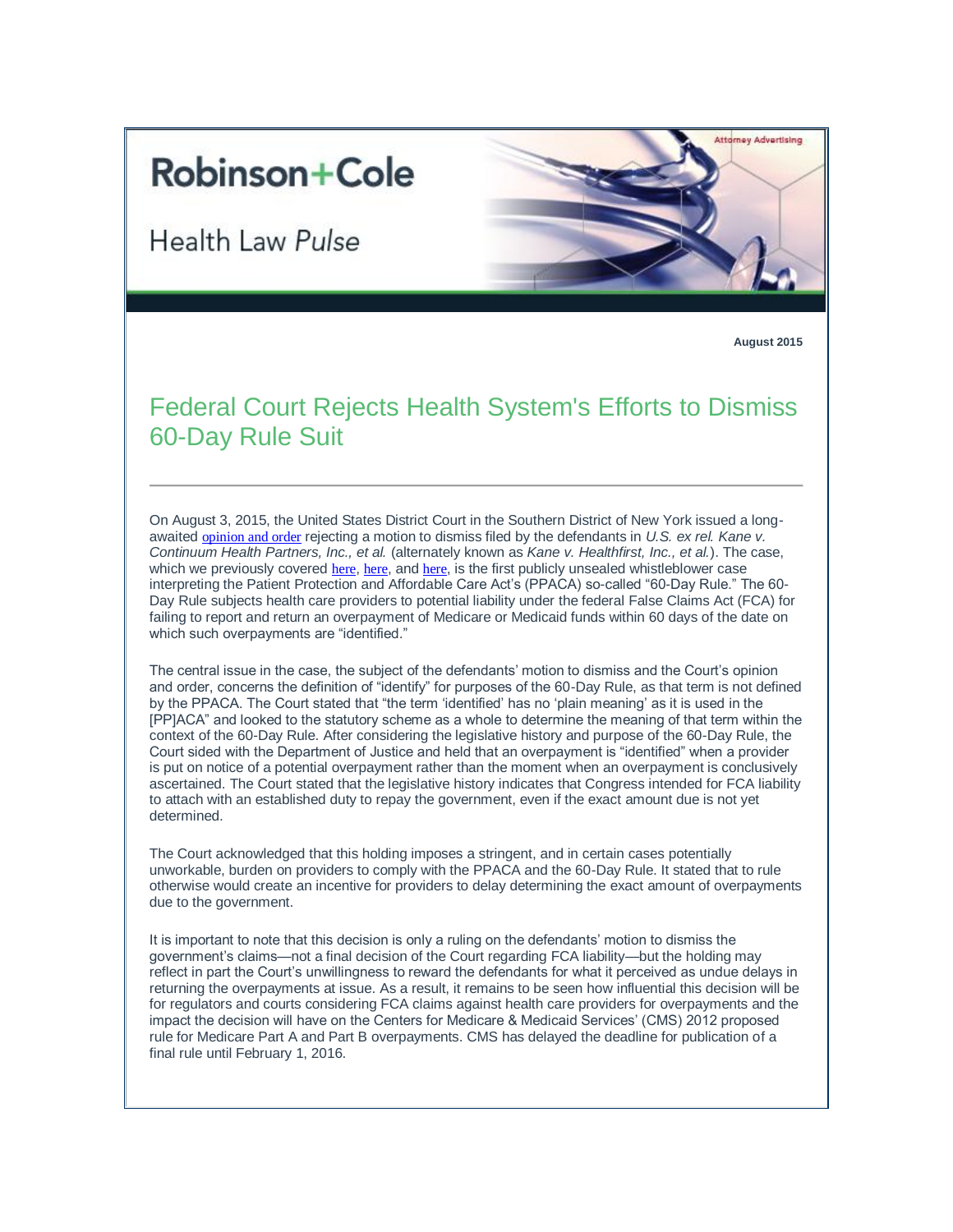Robinson+Cole

Health Law *Pulse*

Attorney Advertising

**August 2015**

# Federal Court Rejects Health System's Efforts to Dismiss 60-Day Rule Suit

---

On August 3, 2015, the United States District Court in the Southern District of New York issued a long-awaited opinion and order rejecting a motion to dismiss filed by the defendants in *U.S. ex rel. Kane v. Continuum Health Partners, Inc., et al.* (alternately known as *Kane v. Healthfirst, Inc., et al.*). The case, which we previously covered here, here, and here, is the first publicly unsealed whistleblower case interpreting the Patient Protection and Affordable Care Act's (PPACA) so-called "60-Day Rule." The 60-Day Rule subjects health care providers to potential liability under the federal False Claims Act (FCA) for failing to report and return an overpayment of Medicare or Medicaid funds within 60 days of the date on which such overpayments are "identified."

The central issue in the case, the subject of the defendants' motion to dismiss and the Court's opinion and order, concerns the definition of "identify" for purposes of the 60-Day Rule, as that term is not defined by the PPACA. The Court stated that "the term 'identified' has no 'plain meaning' as it is used in the [PP]ACA" and looked to the statutory scheme as a whole to determine the meaning of that term within the context of the 60-Day Rule. After considering the legislative history and purpose of the 60-Day Rule, the Court sided with the Department of Justice and held that an overpayment is "identified" when a provider is put on notice of a potential overpayment rather than the moment when an overpayment is conclusively ascertained. The Court stated that the legislative history indicates that Congress intended for FCA liability to attach with an established duty to repay the government, even if the exact amount due is not yet determined.

The Court acknowledged that this holding imposes a stringent, and in certain cases potentially unworkable, burden on providers to comply with the PPACA and the 60-Day Rule. It stated that to rule otherwise would create an incentive for providers to delay determining the exact amount of overpayments due to the government.

It is important to note that this decision is only a ruling on the defendants' motion to dismiss the government's claims—not a final decision of the Court regarding FCA liability—but the holding may reflect in part the Court's unwillingness to reward the defendants for what it perceived as undue delays in returning the overpayments at issue. As a result, it remains to be seen how influential this decision will be for regulators and courts considering FCA claims against health care providers for overpayments and the impact the decision will have on the Centers for Medicare & Medicaid Services' (CMS) 2012 proposed rule for Medicare Part A and Part B overpayments. CMS has delayed the deadline for publication of a final rule until February 1, 2016.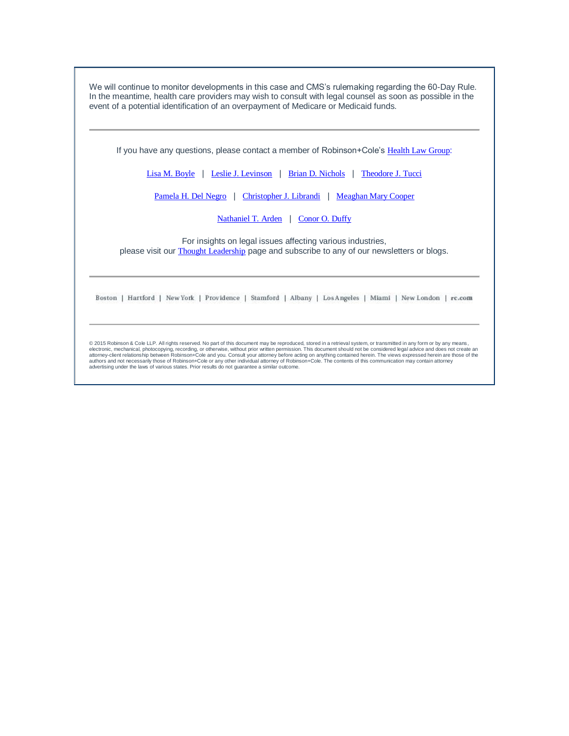We will continue to monitor developments in this case and CMS's rulemaking regarding the 60-Day Rule. In the meantime, health care providers may wish to consult with legal counsel as soon as possible in the event of a potential identification of an overpayment of Medicare or Medicaid funds.

---

If you have any questions, please contact a member of Robinson+Cole's Health Law Group:

Lisa M. Boyle | Leslie J. Levinson | Brian D. Nichols | Theodore J. Tucci

Pamela H. Del Negro | Christopher J. Librandi | Meaghan Mary Cooper

Nathaniel T. Arden | Conor O. Duffy

For insights on legal issues affecting various industries,
please visit our Thought Leadership page and subscribe to any of our newsletters or blogs.

---

Boston | Hartford | New York | Providence | Stamford | Albany | Los Angeles | Miami | New London | rc.com

---

© 2015 Robinson & Cole LLP. All rights reserved. No part of this document may be reproduced, stored in a retrieval system, or transmitted in any form or by any means, electronic, mechanical, photocopying, recording, or otherwise, without prior written permission. This document should not be considered legal advice and does not create an attorney-client relationship between Robinson+Cole and you. Consult your attorney before acting on anything contained herein. The views expressed herein are those of the authors and not necessarily those of Robinson+Cole or any other individual attorney of Robinson+Cole. The contents of this communication may contain attorney advertising under the laws of various states. Prior results do not guarantee a similar outcome.